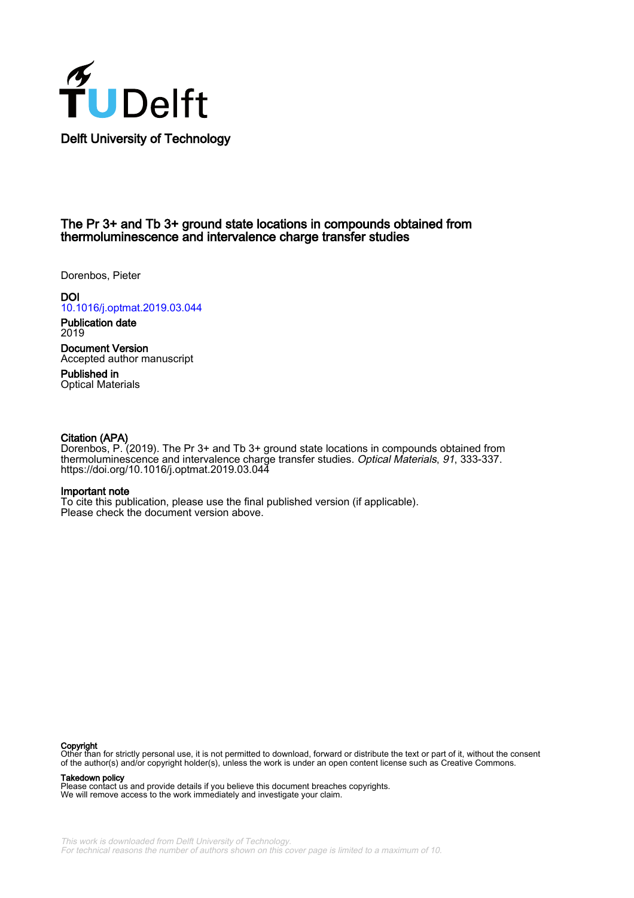Delft University of Technology

# The Pr 3+ and Tb 3+ ground state locations in compounds obtained from thermoluminescence and intervalence charge transfer studies

Dorenbos, Pieter

**DOI**
10.1016/j.optmat.2019.03.044

**Publication date**
2019

**Document Version**
Accepted author manuscript

**Published in**
Optical Materials

**Citation (APA)**
Dorenbos, P. (2019). The Pr 3+ and Tb 3+ ground state locations in compounds obtained from thermoluminescence and intervalence charge transfer studies. *Optical Materials*, *91*, 333-337. https://doi.org/10.1016/j.optmat.2019.03.044

**Important note**
To cite this publication, please use the final published version (if applicable). Please check the document version above.

**Copyright**
Other than for strictly personal use, it is not permitted to download, forward or distribute the text or part of it, without the consent of the author(s) and/or copyright holder(s), unless the work is under an open content license such as Creative Commons.

**Takedown policy**
Please contact us and provide details if you believe this document breaches copyrights. We will remove access to the work immediately and investigate your claim.

This work is downloaded from Delft University of Technology. For technical reasons the number of authors shown on this cover page is limited to a maximum of 10.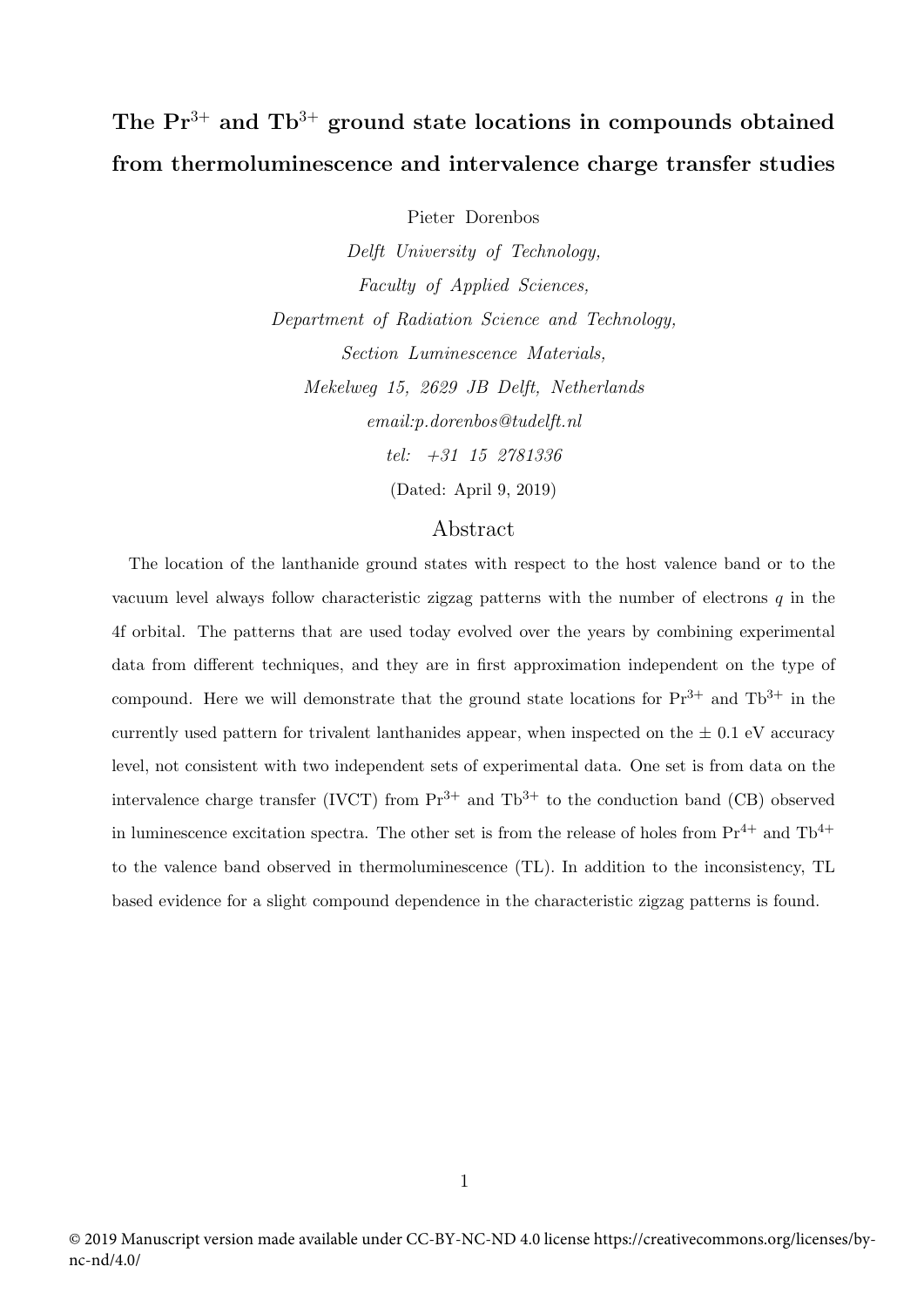# The $Pr^{3+}$ and $Tb^{3+}$ ground state locations in compounds obtained from thermoluminescence and intervalence charge transfer studies

Pieter Dorenbos

*Delft University of Technology,*

*Faculty of Applied Sciences,*

*Department of Radiation Science and Technology,*

*Section Luminescence Materials,*

*Mekelweg 15, 2629 JB Delft, Netherlands*

*email:p.dorenbos@tudelft.nl*

*tel: +31 15 2781336*

(Dated: April 9, 2019)

## Abstract

The location of the lanthanide ground states with respect to the host valence band or to the vacuum level always follow characteristic zigzag patterns with the number of electrons $q$ in the 4f orbital. The patterns that are used today evolved over the years by combining experimental data from different techniques, and they are in first approximation independent on the type of compound. Here we will demonstrate that the ground state locations for $Pr^{3+}$ and $Tb^{3+}$ in the currently used pattern for trivalent lanthanides appear, when inspected on the $\pm$ 0.1 eV accuracy level, not consistent with two independent sets of experimental data. One set is from data on the intervalence charge transfer (IVCT) from $Pr^{3+}$ and $Tb^{3+}$ to the conduction band (CB) observed in luminescence excitation spectra. The other set is from the release of holes from $Pr^{4+}$ and $Tb^{4+}$ to the valence band observed in thermoluminescence (TL). In addition to the inconsistency, TL based evidence for a slight compound dependence in the characteristic zigzag patterns is found.

© 2019 Manuscript version made available under CC-BY-NC-ND 4.0 license https://creativecommons.org/licenses/by-nc-nd/4.0/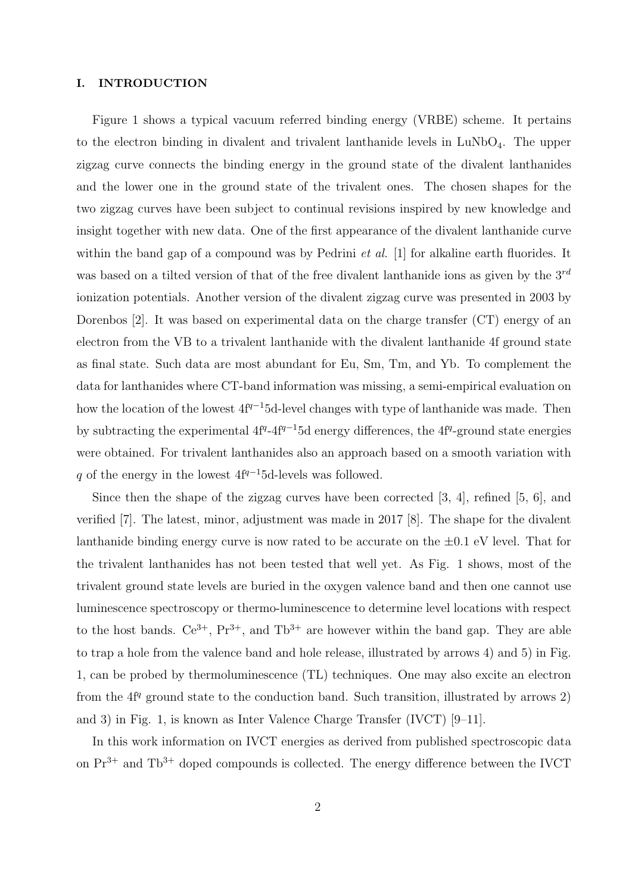## I. INTRODUCTION

Figure 1 shows a typical vacuum referred binding energy (VRBE) scheme. It pertains to the electron binding in divalent and trivalent lanthanide levels in $LuNbO_4$. The upper zigzag curve connects the binding energy in the ground state of the divalent lanthanides and the lower one in the ground state of the trivalent ones. The chosen shapes for the two zigzag curves have been subject to continual revisions inspired by new knowledge and insight together with new data. One of the first appearance of the divalent lanthanide curve within the band gap of a compound was by Pedrini *et al.* [1] for alkaline earth fluorides. It was based on a tilted version of that of the free divalent lanthanide ions as given by the $3^{rd}$ ionization potentials. Another version of the divalent zigzag curve was presented in 2003 by Dorenbos [2]. It was based on experimental data on the charge transfer (CT) energy of an electron from the VB to a trivalent lanthanide with the divalent lanthanide 4f ground state as final state. Such data are most abundant for Eu, Sm, Tm, and Yb. To complement the data for lanthanides where CT-band information was missing, a semi-empirical evaluation on how the location of the lowest $4f^{q-1}5d$-level changes with type of lanthanide was made. Then by subtracting the experimental $4f^q$-$4f^{q-1}5d$ energy differences, the $4f^q$-ground state energies were obtained. For trivalent lanthanides also an approach based on a smooth variation with $q$ of the energy in the lowest $4f^{q-1}5d$-levels was followed.

Since then the shape of the zigzag curves have been corrected [3, 4], refined [5, 6], and verified [7]. The latest, minor, adjustment was made in 2017 [8]. The shape for the divalent lanthanide binding energy curve is now rated to be accurate on the $\pm 0.1$ eV level. That for the trivalent lanthanides has not been tested that well yet. As Fig. 1 shows, most of the trivalent ground state levels are buried in the oxygen valence band and then one cannot use luminescence spectroscopy or thermo-luminescence to determine level locations with respect to the host bands. $Ce^{3+}$, $Pr^{3+}$, and $Tb^{3+}$ are however within the band gap. They are able to trap a hole from the valence band and hole release, illustrated by arrows 4) and 5) in Fig. 1, can be probed by thermoluminescence (TL) techniques. One may also excite an electron from the $4f^q$ ground state to the conduction band. Such transition, illustrated by arrows 2) and 3) in Fig. 1, is known as Inter Valence Charge Transfer (IVCT) [9–11].

In this work information on IVCT energies as derived from published spectroscopic data on $Pr^{3+}$ and $Tb^{3+}$ doped compounds is collected. The energy difference between the IVCT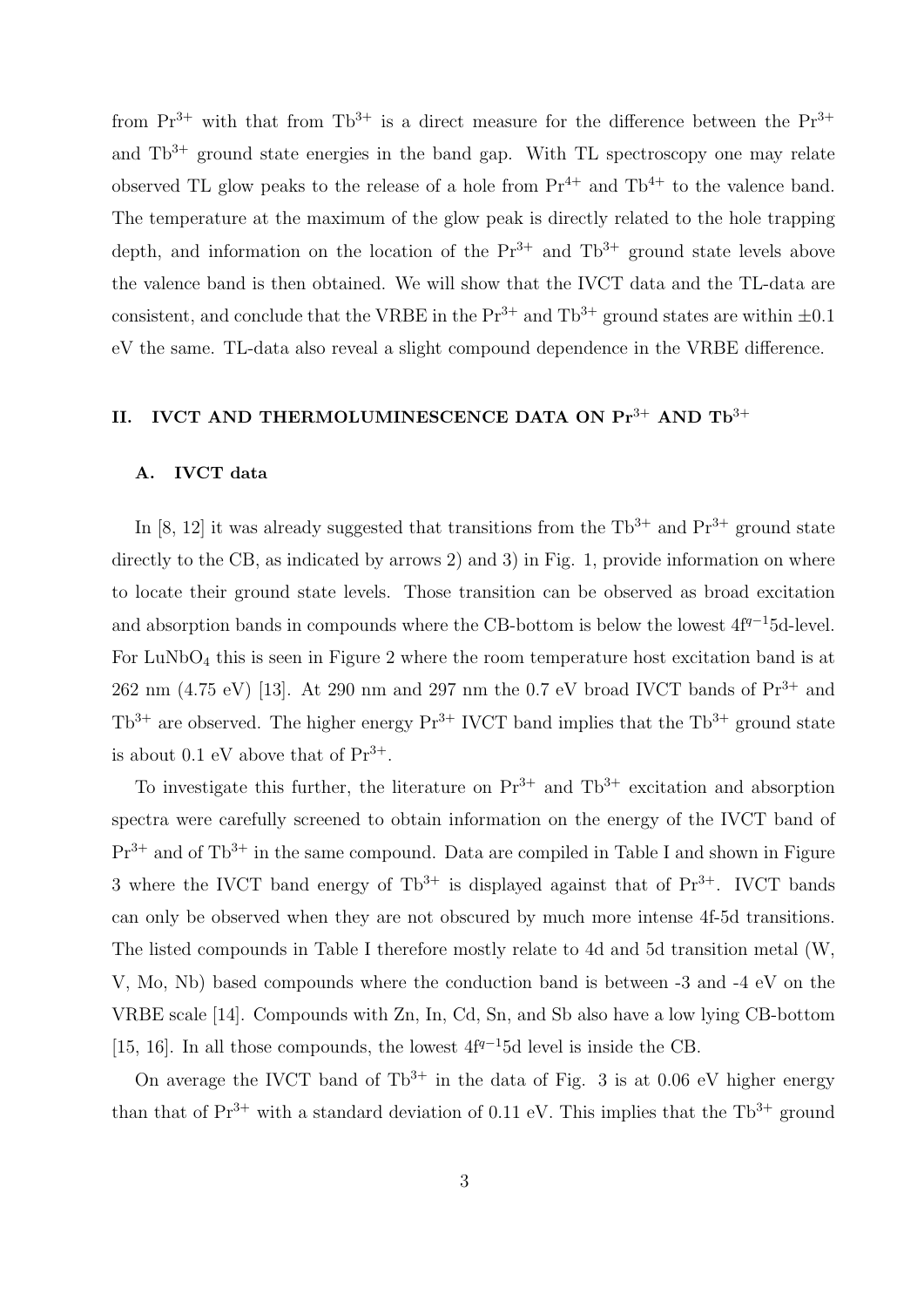from $Pr^{3+}$ with that from $Tb^{3+}$ is a direct measure for the difference between the $Pr^{3+}$ and $Tb^{3+}$ ground state energies in the band gap. With TL spectroscopy one may relate observed TL glow peaks to the release of a hole from $Pr^{4+}$ and $Tb^{4+}$ to the valence band. The temperature at the maximum of the glow peak is directly related to the hole trapping depth, and information on the location of the $Pr^{3+}$ and $Tb^{3+}$ ground state levels above the valence band is then obtained. We will show that the IVCT data and the TL-data are consistent, and conclude that the VRBE in the $Pr^{3+}$ and $Tb^{3+}$ ground states are within $\pm 0.1$ eV the same. TL-data also reveal a slight compound dependence in the VRBE difference.

## II. IVCT AND THERMOLUMINESCENCE DATA ON $Pr^{3+}$ AND $Tb^{3+}$

### A. IVCT data

In [8, 12] it was already suggested that transitions from the $Tb^{3+}$ and $Pr^{3+}$ ground state directly to the CB, as indicated by arrows 2) and 3) in Fig. 1, provide information on where to locate their ground state levels. Those transition can be observed as broad excitation and absorption bands in compounds where the CB-bottom is below the lowest $4f^{q-1}5d$-level. For $LuNbO_4$ this is seen in Figure 2 where the room temperature host excitation band is at 262 nm (4.75 eV) [13]. At 290 nm and 297 nm the 0.7 eV broad IVCT bands of $Pr^{3+}$ and $Tb^{3+}$ are observed. The higher energy $Pr^{3+}$ IVCT band implies that the $Tb^{3+}$ ground state is about 0.1 eV above that of $Pr^{3+}$.

To investigate this further, the literature on $Pr^{3+}$ and $Tb^{3+}$ excitation and absorption spectra were carefully screened to obtain information on the energy of the IVCT band of $Pr^{3+}$ and of $Tb^{3+}$ in the same compound. Data are compiled in Table I and shown in Figure 3 where the IVCT band energy of $Tb^{3+}$ is displayed against that of $Pr^{3+}$. IVCT bands can only be observed when they are not obscured by much more intense 4f-5d transitions. The listed compounds in Table I therefore mostly relate to 4d and 5d transition metal (W, V, Mo, Nb) based compounds where the conduction band is between -3 and -4 eV on the VRBE scale [14]. Compounds with Zn, In, Cd, Sn, and Sb also have a low lying CB-bottom [15, 16]. In all those compounds, the lowest $4f^{q-1}5d$ level is inside the CB.

On average the IVCT band of $Tb^{3+}$ in the data of Fig. 3 is at 0.06 eV higher energy than that of $Pr^{3+}$ with a standard deviation of 0.11 eV. This implies that the $Tb^{3+}$ ground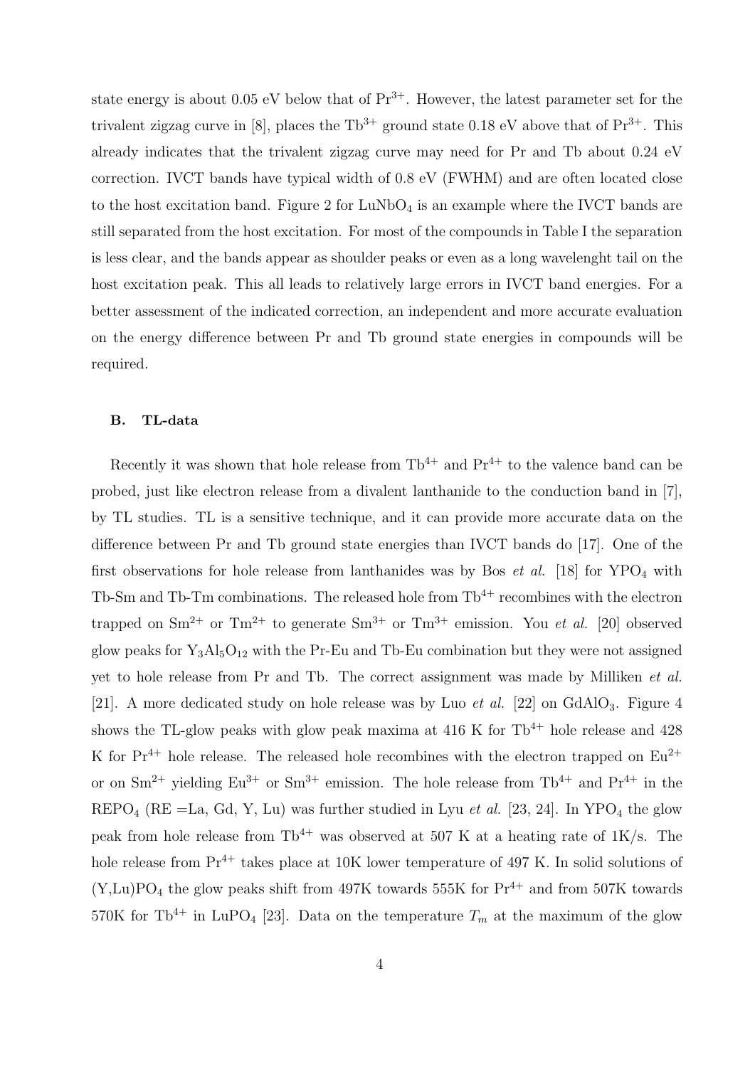state energy is about 0.05 eV below that of $Pr^{3+}$. However, the latest parameter set for the trivalent zigzag curve in [8], places the $Tb^{3+}$ ground state 0.18 eV above that of $Pr^{3+}$. This already indicates that the trivalent zigzag curve may need for Pr and Tb about 0.24 eV correction. IVCT bands have typical width of 0.8 eV (FWHM) and are often located close to the host excitation band. Figure 2 for $LuNbO_4$ is an example where the IVCT bands are still separated from the host excitation. For most of the compounds in Table I the separation is less clear, and the bands appear as shoulder peaks or even as a long wavelenght tail on the host excitation peak. This all leads to relatively large errors in IVCT band energies. For a better assessment of the indicated correction, an independent and more accurate evaluation on the energy difference between Pr and Tb ground state energies in compounds will be required.

### B. TL-data

Recently it was shown that hole release from $Tb^{4+}$ and $Pr^{4+}$ to the valence band can be probed, just like electron release from a divalent lanthanide to the conduction band in [7], by TL studies. TL is a sensitive technique, and it can provide more accurate data on the difference between Pr and Tb ground state energies than IVCT bands do [17]. One of the first observations for hole release from lanthanides was by Bos *et al.* [18] for $YPO_4$ with Tb-Sm and Tb-Tm combinations. The released hole from $Tb^{4+}$ recombines with the electron trapped on $Sm^{2+}$ or $Tm^{2+}$ to generate $Sm^{3+}$ or $Tm^{3+}$ emission. You *et al.* [20] observed glow peaks for $Y_3Al_5O_{12}$ with the Pr-Eu and Tb-Eu combination but they were not assigned yet to hole release from Pr and Tb. The correct assignment was made by Milliken *et al.* [21]. A more dedicated study on hole release was by Luo *et al.* [22] on $GdAlO_3$. Figure 4 shows the TL-glow peaks with glow peak maxima at 416 K for $Tb^{4+}$ hole release and 428 K for $Pr^{4+}$ hole release. The released hole recombines with the electron trapped on $Eu^{2+}$ or on $Sm^{2+}$ yielding $Eu^{3+}$ or $Sm^{3+}$ emission. The hole release from $Tb^{4+}$ and $Pr^{4+}$ in the $REPO_4$ (RE =La, Gd, Y, Lu) was further studied in Lyu *et al.* [23, 24]. In $YPO_4$ the glow peak from hole release from $Tb^{4+}$ was observed at 507 K at a heating rate of 1K/s. The hole release from $Pr^{4+}$ takes place at 10K lower temperature of 497 K. In solid solutions of $(Y,Lu)PO_4$ the glow peaks shift from 497K towards 555K for $Pr^{4+}$ and from 507K towards 570K for $Tb^{4+}$ in $LuPO_4$ [23]. Data on the temperature $T_m$ at the maximum of the glow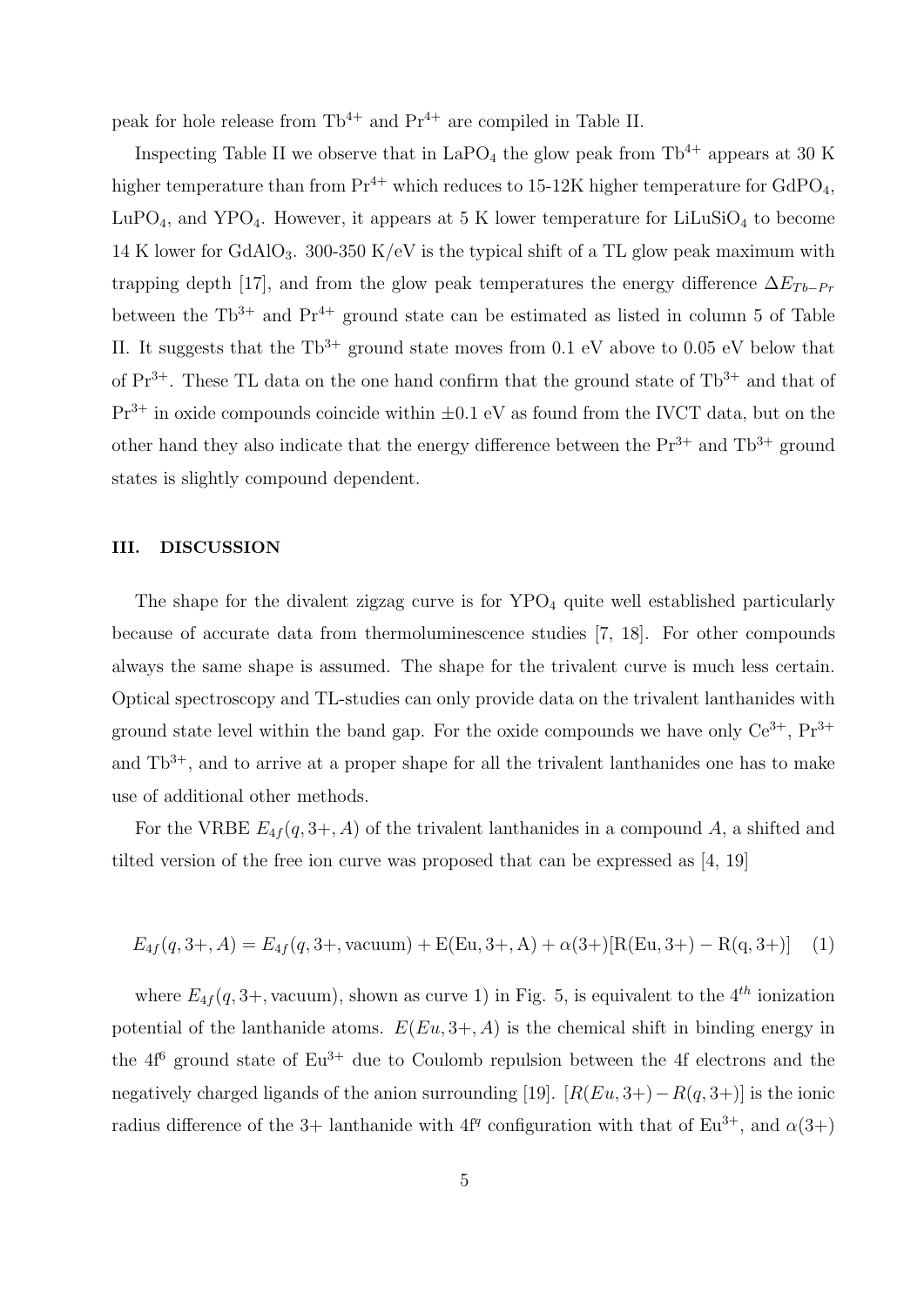peak for hole release from $Tb^{4+}$ and $Pr^{4+}$ are compiled in Table II.

Inspecting Table II we observe that in $LaPO_4$ the glow peak from $Tb^{4+}$ appears at 30 K higher temperature than from $Pr^{4+}$ which reduces to 15-12K higher temperature for $GdPO_4$, $LuPO_4$, and $YPO_4$. However, it appears at 5 K lower temperature for $LiLuSiO_4$ to become 14 K lower for $GdAlO_3$. 300-350 K/eV is the typical shift of a TL glow peak maximum with trapping depth [17], and from the glow peak temperatures the energy difference $\Delta E_{Tb-Pr}$ between the $Tb^{3+}$ and $Pr^{4+}$ ground state can be estimated as listed in column 5 of Table II. It suggests that the $Tb^{3+}$ ground state moves from 0.1 eV above to 0.05 eV below that of $Pr^{3+}$. These TL data on the one hand confirm that the ground state of $Tb^{3+}$ and that of $Pr^{3+}$ in oxide compounds coincide within $\pm 0.1$ eV as found from the IVCT data, but on the other hand they also indicate that the energy difference between the $Pr^{3+}$ and $Tb^{3+}$ ground states is slightly compound dependent.

## III. DISCUSSION

The shape for the divalent zigzag curve is for $YPO_4$ quite well established particularly because of accurate data from thermoluminescence studies [7, 18]. For other compounds always the same shape is assumed. The shape for the trivalent curve is much less certain. Optical spectroscopy and TL-studies can only provide data on the trivalent lanthanides with ground state level within the band gap. For the oxide compounds we have only $Ce^{3+}$, $Pr^{3+}$ and $Tb^{3+}$, and to arrive at a proper shape for all the trivalent lanthanides one has to make use of additional other methods.

For the VRBE $E_{4f}(q, 3+, A)$ of the trivalent lanthanides in a compound $A$, a shifted and tilted version of the free ion curve was proposed that can be expressed as [4, 19]

$$E_{4f}(q, 3+, A) = E_{4f}(q, 3+, \mathrm{vacuum}) + \mathrm{E(Eu, 3+, A)} + \alpha(3+)[\mathrm{R(Eu, 3+)} - \mathrm{R(q, 3+)}] \quad (1)$$

where $E_{4f}(q, 3+, \mathrm{vacuum})$, shown as curve 1) in Fig. 5, is equivalent to the $4^{th}$ ionization potential of the lanthanide atoms. $E(Eu, 3+, A)$ is the chemical shift in binding energy in the $4f^6$ ground state of $Eu^{3+}$ due to Coulomb repulsion between the 4f electrons and the negatively charged ligands of the anion surrounding [19]. $[R(Eu, 3+) - R(q, 3+)]$ is the ionic radius difference of the 3+ lanthanide with $4f^q$ configuration with that of $Eu^{3+}$, and $\alpha(3+)$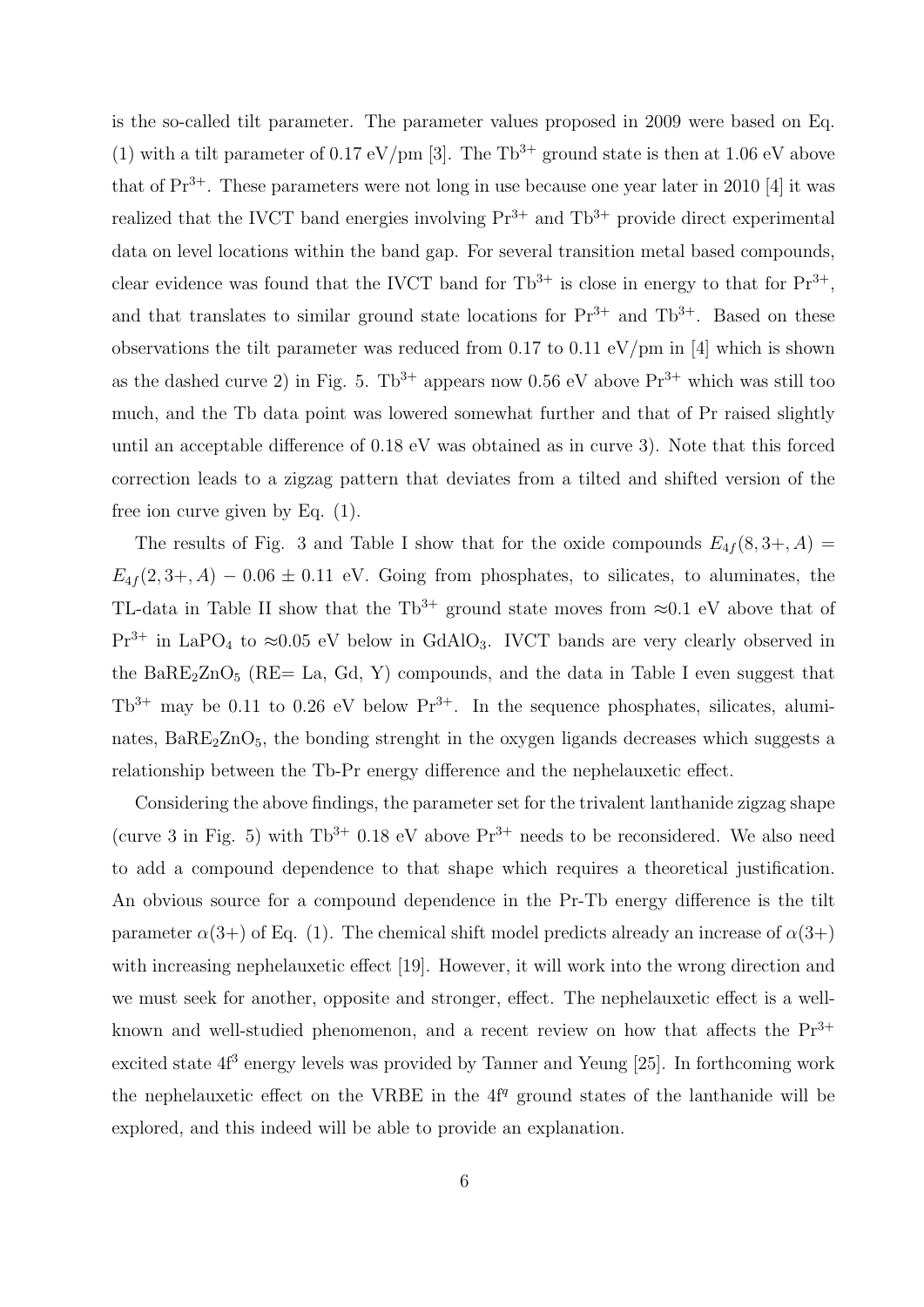is the so-called tilt parameter. The parameter values proposed in 2009 were based on Eq. (1) with a tilt parameter of 0.17 eV/pm [3]. The $Tb^{3+}$ ground state is then at 1.06 eV above that of $Pr^{3+}$. These parameters were not long in use because one year later in 2010 [4] it was realized that the IVCT band energies involving $Pr^{3+}$ and $Tb^{3+}$ provide direct experimental data on level locations within the band gap. For several transition metal based compounds, clear evidence was found that the IVCT band for $Tb^{3+}$ is close in energy to that for $Pr^{3+}$, and that translates to similar ground state locations for $Pr^{3+}$ and $Tb^{3+}$. Based on these observations the tilt parameter was reduced from 0.17 to 0.11 eV/pm in [4] which is shown as the dashed curve 2) in Fig. 5. $Tb^{3+}$ appears now 0.56 eV above $Pr^{3+}$ which was still too much, and the Tb data point was lowered somewhat further and that of Pr raised slightly until an acceptable difference of 0.18 eV was obtained as in curve 3). Note that this forced correction leads to a zigzag pattern that deviates from a tilted and shifted version of the free ion curve given by Eq. (1).

The results of Fig. 3 and Table I show that for the oxide compounds $E_{4f}(8, 3+, A) = E_{4f}(2, 3+, A) - 0.06 \pm 0.11$ eV. Going from phosphates, to silicates, to aluminates, the TL-data in Table II show that the $Tb^{3+}$ ground state moves from ≈0.1 eV above that of $Pr^{3+}$ in $LaPO_4$ to ≈0.05 eV below in $GdAlO_3$. IVCT bands are very clearly observed in the $BaRE_2ZnO_5$ (RE= La, Gd, Y) compounds, and the data in Table I even suggest that $Tb^{3+}$ may be 0.11 to 0.26 eV below $Pr^{3+}$. In the sequence phosphates, silicates, aluminates, $BaRE_2ZnO_5$, the bonding strenght in the oxygen ligands decreases which suggests a relationship between the Tb-Pr energy difference and the nephelauxetic effect.

Considering the above findings, the parameter set for the trivalent lanthanide zigzag shape (curve 3 in Fig. 5) with $Tb^{3+}$ 0.18 eV above $Pr^{3+}$ needs to be reconsidered. We also need to add a compound dependence to that shape which requires a theoretical justification. An obvious source for a compound dependence in the Pr-Tb energy difference is the tilt parameter $\alpha(3+)$ of Eq. (1). The chemical shift model predicts already an increase of $\alpha(3+)$ with increasing nephelauxetic effect [19]. However, it will work into the wrong direction and we must seek for another, opposite and stronger, effect. The nephelauxetic effect is a well-known and well-studied phenomenon, and a recent review on how that affects the $Pr^{3+}$ excited state $4f^3$ energy levels was provided by Tanner and Yeung [25]. In forthcoming work the nephelauxetic effect on the VRBE in the $4f^q$ ground states of the lanthanide will be explored, and this indeed will be able to provide an explanation.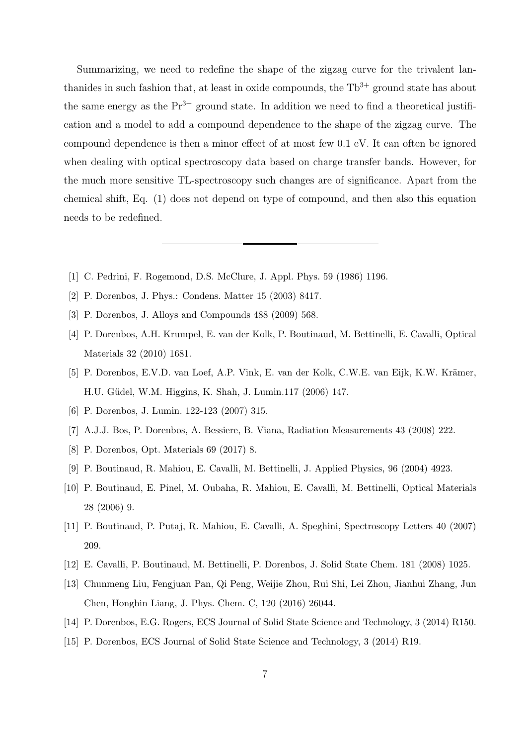Summarizing, we need to redefine the shape of the zigzag curve for the trivalent lanthanides in such fashion that, at least in oxide compounds, the $Tb^{3+}$ ground state has about the same energy as the $Pr^{3+}$ ground state. In addition we need to find a theoretical justification and a model to add a compound dependence to the shape of the zigzag curve. The compound dependence is then a minor effect of at most few 0.1 eV. It can often be ignored when dealing with optical spectroscopy data based on charge transfer bands. However, for the much more sensitive TL-spectroscopy such changes are of significance. Apart from the chemical shift, Eq. (1) does not depend on type of compound, and then also this equation needs to be redefined.

---

[1] C. Pedrini, F. Rogemond, D.S. McClure, J. Appl. Phys. 59 (1986) 1196.

[2] P. Dorenbos, J. Phys.: Condens. Matter 15 (2003) 8417.

[3] P. Dorenbos, J. Alloys and Compounds 488 (2009) 568.

[4] P. Dorenbos, A.H. Krumpel, E. van der Kolk, P. Boutinaud, M. Bettinelli, E. Cavalli, Optical Materials 32 (2010) 1681.

[5] P. Dorenbos, E.V.D. van Loef, A.P. Vink, E. van der Kolk, C.W.E. van Eijk, K.W. Krämer, H.U. Güdel, W.M. Higgins, K. Shah, J. Lumin.117 (2006) 147.

[6] P. Dorenbos, J. Lumin. 122-123 (2007) 315.

[7] A.J.J. Bos, P. Dorenbos, A. Bessiere, B. Viana, Radiation Measurements 43 (2008) 222.

[8] P. Dorenbos, Opt. Materials 69 (2017) 8.

[9] P. Boutinaud, R. Mahiou, E. Cavalli, M. Bettinelli, J. Applied Physics, 96 (2004) 4923.

[10] P. Boutinaud, E. Pinel, M. Oubaha, R. Mahiou, E. Cavalli, M. Bettinelli, Optical Materials 28 (2006) 9.

[11] P. Boutinaud, P. Putaj, R. Mahiou, E. Cavalli, A. Speghini, Spectroscopy Letters 40 (2007) 209.

[12] E. Cavalli, P. Boutinaud, M. Bettinelli, P. Dorenbos, J. Solid State Chem. 181 (2008) 1025.

[13] Chunmeng Liu, Fengjuan Pan, Qi Peng, Weijie Zhou, Rui Shi, Lei Zhou, Jianhui Zhang, Jun Chen, Hongbin Liang, J. Phys. Chem. C, 120 (2016) 26044.

[14] P. Dorenbos, E.G. Rogers, ECS Journal of Solid State Science and Technology, 3 (2014) R150.

[15] P. Dorenbos, ECS Journal of Solid State Science and Technology, 3 (2014) R19.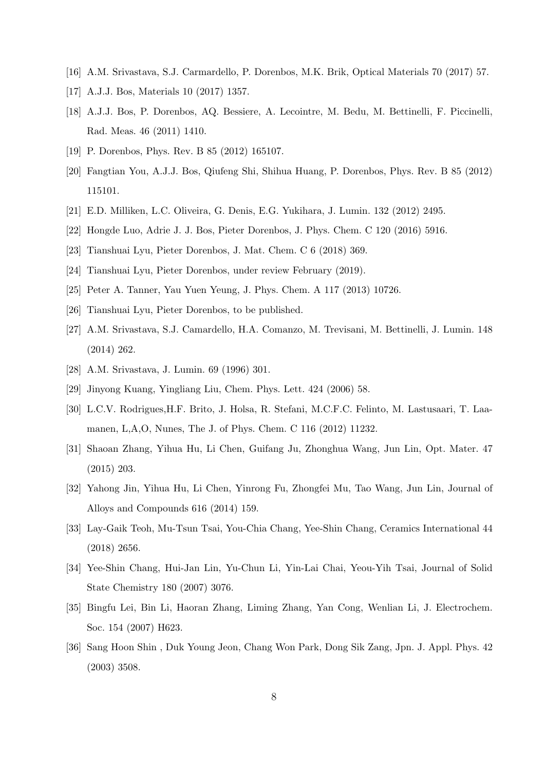[16] A.M. Srivastava, S.J. Carmardello, P. Dorenbos, M.K. Brik, Optical Materials 70 (2017) 57.

[17] A.J.J. Bos, Materials 10 (2017) 1357.

[18] A.J.J. Bos, P. Dorenbos, AQ. Bessiere, A. Lecointre, M. Bedu, M. Bettinelli, F. Piccinelli, Rad. Meas. 46 (2011) 1410.

[19] P. Dorenbos, Phys. Rev. B 85 (2012) 165107.

[20] Fangtian You, A.J.J. Bos, Qiufeng Shi, Shihua Huang, P. Dorenbos, Phys. Rev. B 85 (2012) 115101.

[21] E.D. Milliken, L.C. Oliveira, G. Denis, E.G. Yukihara, J. Lumin. 132 (2012) 2495.

[22] Hongde Luo, Adrie J. J. Bos, Pieter Dorenbos, J. Phys. Chem. C 120 (2016) 5916.

[23] Tianshuai Lyu, Pieter Dorenbos, J. Mat. Chem. C 6 (2018) 369.

[24] Tianshuai Lyu, Pieter Dorenbos, under review February (2019).

[25] Peter A. Tanner, Yau Yuen Yeung, J. Phys. Chem. A 117 (2013) 10726.

[26] Tianshuai Lyu, Pieter Dorenbos, to be published.

[27] A.M. Srivastava, S.J. Camardello, H.A. Comanzo, M. Trevisani, M. Bettinelli, J. Lumin. 148 (2014) 262.

[28] A.M. Srivastava, J. Lumin. 69 (1996) 301.

[29] Jinyong Kuang, Yingliang Liu, Chem. Phys. Lett. 424 (2006) 58.

[30] L.C.V. Rodrigues,H.F. Brito, J. Holsa, R. Stefani, M.C.F.C. Felinto, M. Lastusaari, T. Laamanen, L,A,O, Nunes, The J. of Phys. Chem. C 116 (2012) 11232.

[31] Shaoan Zhang, Yihua Hu, Li Chen, Guifang Ju, Zhonghua Wang, Jun Lin, Opt. Mater. 47 (2015) 203.

[32] Yahong Jin, Yihua Hu, Li Chen, Yinrong Fu, Zhongfei Mu, Tao Wang, Jun Lin, Journal of Alloys and Compounds 616 (2014) 159.

[33] Lay-Gaik Teoh, Mu-Tsun Tsai, You-Chia Chang, Yee-Shin Chang, Ceramics International 44 (2018) 2656.

[34] Yee-Shin Chang, Hui-Jan Lin, Yu-Chun Li, Yin-Lai Chai, Yeou-Yih Tsai, Journal of Solid State Chemistry 180 (2007) 3076.

[35] Bingfu Lei, Bin Li, Haoran Zhang, Liming Zhang, Yan Cong, Wenlian Li, J. Electrochem. Soc. 154 (2007) H623.

[36] Sang Hoon Shin , Duk Young Jeon, Chang Won Park, Dong Sik Zang, Jpn. J. Appl. Phys. 42 (2003) 3508.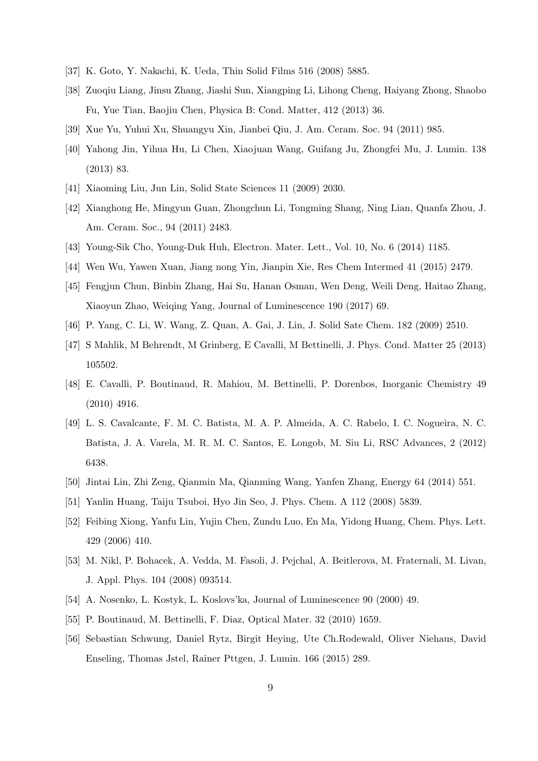[37] K. Goto, Y. Nakachi, K. Ueda, Thin Solid Films 516 (2008) 5885.

[38] Zuoqiu Liang, Jinsu Zhang, Jiashi Sun, Xiangping Li, Lihong Cheng, Haiyang Zhong, Shaobo Fu, Yue Tian, Baojiu Chen, Physica B: Cond. Matter, 412 (2013) 36.

[39] Xue Yu, Yuhui Xu, Shuangyu Xin, Jianbei Qiu, J. Am. Ceram. Soc. 94 (2011) 985.

[40] Yahong Jin, Yihua Hu, Li Chen, Xiaojuan Wang, Guifang Ju, Zhongfei Mu, J. Lumin. 138 (2013) 83.

[41] Xiaoming Liu, Jun Lin, Solid State Sciences 11 (2009) 2030.

[42] Xianghong He, Mingyun Guan, Zhongchun Li, Tongming Shang, Ning Lian, Quanfa Zhou, J. Am. Ceram. Soc., 94 (2011) 2483.

[43] Young-Sik Cho, Young-Duk Huh, Electron. Mater. Lett., Vol. 10, No. 6 (2014) 1185.

[44] Wen Wu, Yawen Xuan, Jiang nong Yin, Jianpin Xie, Res Chem Intermed 41 (2015) 2479.

[45] Fengjun Chun, Binbin Zhang, Hai Su, Hanan Osman, Wen Deng, Weili Deng, Haitao Zhang, Xiaoyun Zhao, Weiqing Yang, Journal of Luminescence 190 (2017) 69.

[46] P. Yang, C. Li, W. Wang, Z. Quan, A. Gai, J. Lin, J. Solid Sate Chem. 182 (2009) 2510.

[47] S Mahlik, M Behrendt, M Grinberg, E Cavalli, M Bettinelli, J. Phys. Cond. Matter 25 (2013) 105502.

[48] E. Cavalli, P. Boutinaud, R. Mahiou, M. Bettinelli, P. Dorenbos, Inorganic Chemistry 49 (2010) 4916.

[49] L. S. Cavalcante, F. M. C. Batista, M. A. P. Almeida, A. C. Rabelo, I. C. Nogueira, N. C. Batista, J. A. Varela, M. R. M. C. Santos, E. Longob, M. Siu Li, RSC Advances, 2 (2012) 6438.

[50] Jintai Lin, Zhi Zeng, Qianmin Ma, Qianming Wang, Yanfen Zhang, Energy 64 (2014) 551.

[51] Yanlin Huang, Taiju Tsuboi, Hyo Jin Seo, J. Phys. Chem. A 112 (2008) 5839.

[52] Feibing Xiong, Yanfu Lin, Yujin Chen, Zundu Luo, En Ma, Yidong Huang, Chem. Phys. Lett. 429 (2006) 410.

[53] M. Nikl, P. Bohacek, A. Vedda, M. Fasoli, J. Pejchal, A. Beitlerova, M. Fraternali, M. Livan, J. Appl. Phys. 104 (2008) 093514.

[54] A. Nosenko, L. Kostyk, L. Koslovs'ka, Journal of Luminescence 90 (2000) 49.

[55] P. Boutinaud, M. Bettinelli, F. Diaz, Optical Mater. 32 (2010) 1659.

[56] Sebastian Schwung, Daniel Rytz, Birgit Heying, Ute Ch.Rodewald, Oliver Niehaus, David Enseling, Thomas Jstel, Rainer Pttgen, J. Lumin. 166 (2015) 289.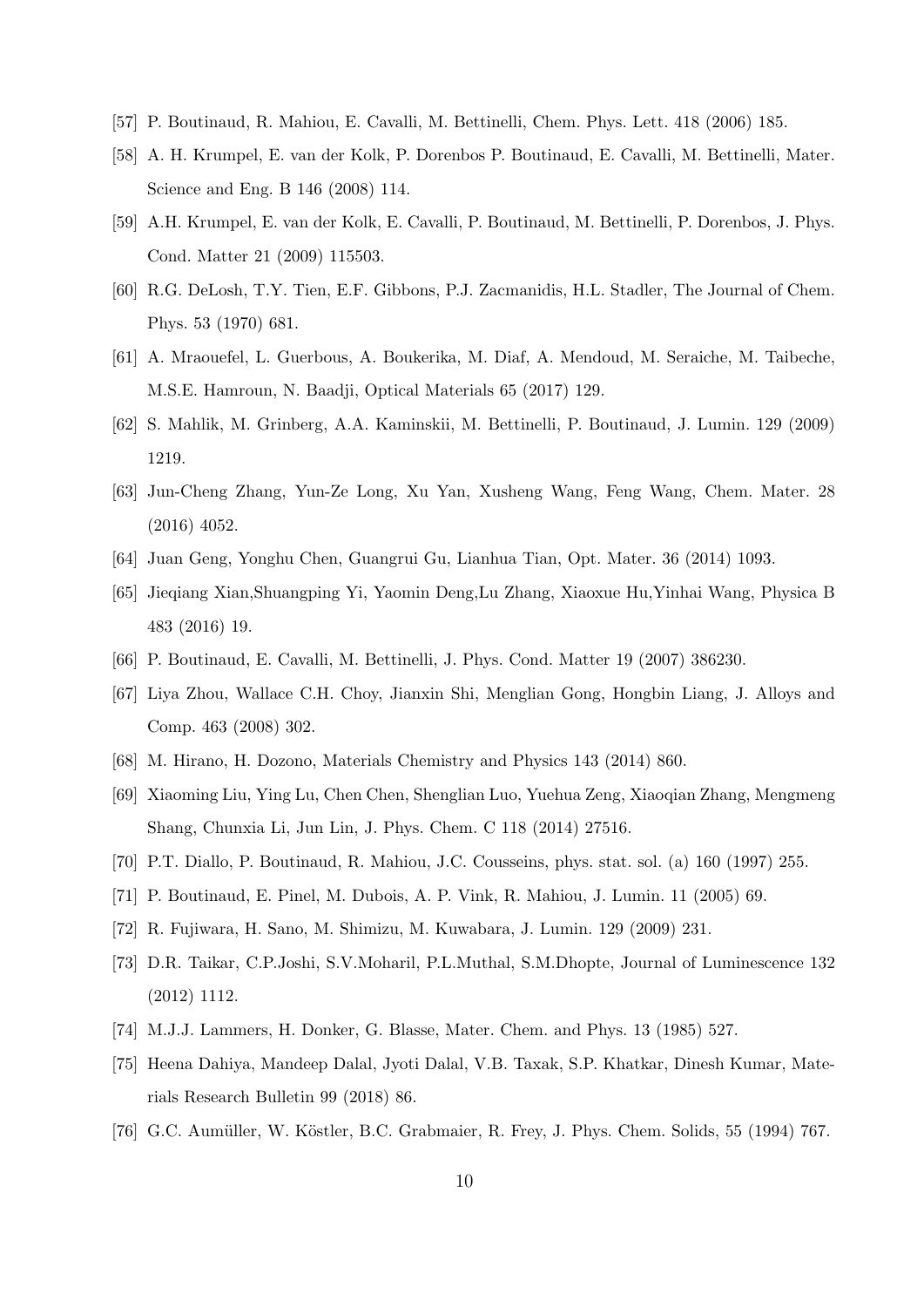[57] P. Boutinaud, R. Mahiou, E. Cavalli, M. Bettinelli, Chem. Phys. Lett. 418 (2006) 185.

[58] A. H. Krumpel, E. van der Kolk, P. Dorenbos P. Boutinaud, E. Cavalli, M. Bettinelli, Mater. Science and Eng. B 146 (2008) 114.

[59] A.H. Krumpel, E. van der Kolk, E. Cavalli, P. Boutinaud, M. Bettinelli, P. Dorenbos, J. Phys. Cond. Matter 21 (2009) 115503.

[60] R.G. DeLosh, T.Y. Tien, E.F. Gibbons, P.J. Zacmanidis, H.L. Stadler, The Journal of Chem. Phys. 53 (1970) 681.

[61] A. Mraouefel, L. Guerbous, A. Boukerika, M. Diaf, A. Mendoud, M. Seraiche, M. Taibeche, M.S.E. Hamroun, N. Baadji, Optical Materials 65 (2017) 129.

[62] S. Mahlik, M. Grinberg, A.A. Kaminskii, M. Bettinelli, P. Boutinaud, J. Lumin. 129 (2009) 1219.

[63] Jun-Cheng Zhang, Yun-Ze Long, Xu Yan, Xusheng Wang, Feng Wang, Chem. Mater. 28 (2016) 4052.

[64] Juan Geng, Yonghu Chen, Guangrui Gu, Lianhua Tian, Opt. Mater. 36 (2014) 1093.

[65] Jieqiang Xian,Shuangping Yi, Yaomin Deng,Lu Zhang, Xiaoxue Hu,Yinhai Wang, Physica B 483 (2016) 19.

[66] P. Boutinaud, E. Cavalli, M. Bettinelli, J. Phys. Cond. Matter 19 (2007) 386230.

[67] Liya Zhou, Wallace C.H. Choy, Jianxin Shi, Menglian Gong, Hongbin Liang, J. Alloys and Comp. 463 (2008) 302.

[68] M. Hirano, H. Dozono, Materials Chemistry and Physics 143 (2014) 860.

[69] Xiaoming Liu, Ying Lu, Chen Chen, Shenglian Luo, Yuehua Zeng, Xiaoqian Zhang, Mengmeng Shang, Chunxia Li, Jun Lin, J. Phys. Chem. C 118 (2014) 27516.

[70] P.T. Diallo, P. Boutinaud, R. Mahiou, J.C. Cousseins, phys. stat. sol. (a) 160 (1997) 255.

[71] P. Boutinaud, E. Pinel, M. Dubois, A. P. Vink, R. Mahiou, J. Lumin. 11 (2005) 69.

[72] R. Fujiwara, H. Sano, M. Shimizu, M. Kuwabara, J. Lumin. 129 (2009) 231.

[73] D.R. Taikar, C.P.Joshi, S.V.Moharil, P.L.Muthal, S.M.Dhopte, Journal of Luminescence 132 (2012) 1112.

[74] M.J.J. Lammers, H. Donker, G. Blasse, Mater. Chem. and Phys. 13 (1985) 527.

[75] Heena Dahiya, Mandeep Dalal, Jyoti Dalal, V.B. Taxak, S.P. Khatkar, Dinesh Kumar, Materials Research Bulletin 99 (2018) 86.

[76] G.C. Aumüller, W. Köstler, B.C. Grabmaier, R. Frey, J. Phys. Chem. Solids, 55 (1994) 767.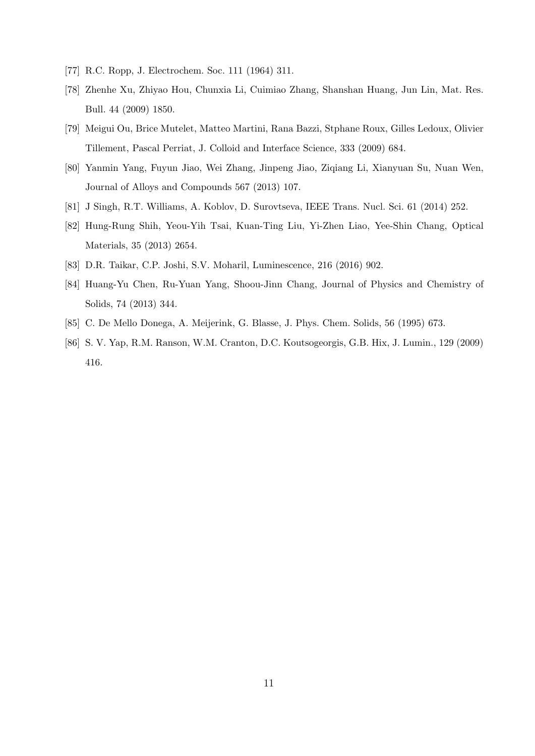[77] R.C. Ropp, J. Electrochem. Soc. 111 (1964) 311.

[78] Zhenhe Xu, Zhiyao Hou, Chunxia Li, Cuimiao Zhang, Shanshan Huang, Jun Lin, Mat. Res. Bull. 44 (2009) 1850.

[79] Meigui Ou, Brice Mutelet, Matteo Martini, Rana Bazzi, Stphane Roux, Gilles Ledoux, Olivier Tillement, Pascal Perriat, J. Colloid and Interface Science, 333 (2009) 684.

[80] Yanmin Yang, Fuyun Jiao, Wei Zhang, Jinpeng Jiao, Ziqiang Li, Xianyuan Su, Nuan Wen, Journal of Alloys and Compounds 567 (2013) 107.

[81] J Singh, R.T. Williams, A. Koblov, D. Surovtseva, IEEE Trans. Nucl. Sci. 61 (2014) 252.

[82] Hung-Rung Shih, Yeou-Yih Tsai, Kuan-Ting Liu, Yi-Zhen Liao, Yee-Shin Chang, Optical Materials, 35 (2013) 2654.

[83] D.R. Taikar, C.P. Joshi, S.V. Moharil, Luminescence, 216 (2016) 902.

[84] Huang-Yu Chen, Ru-Yuan Yang, Shoou-Jinn Chang, Journal of Physics and Chemistry of Solids, 74 (2013) 344.

[85] C. De Mello Donega, A. Meijerink, G. Blasse, J. Phys. Chem. Solids, 56 (1995) 673.

[86] S. V. Yap, R.M. Ranson, W.M. Cranton, D.C. Koutsogeorgis, G.B. Hix, J. Lumin., 129 (2009) 416.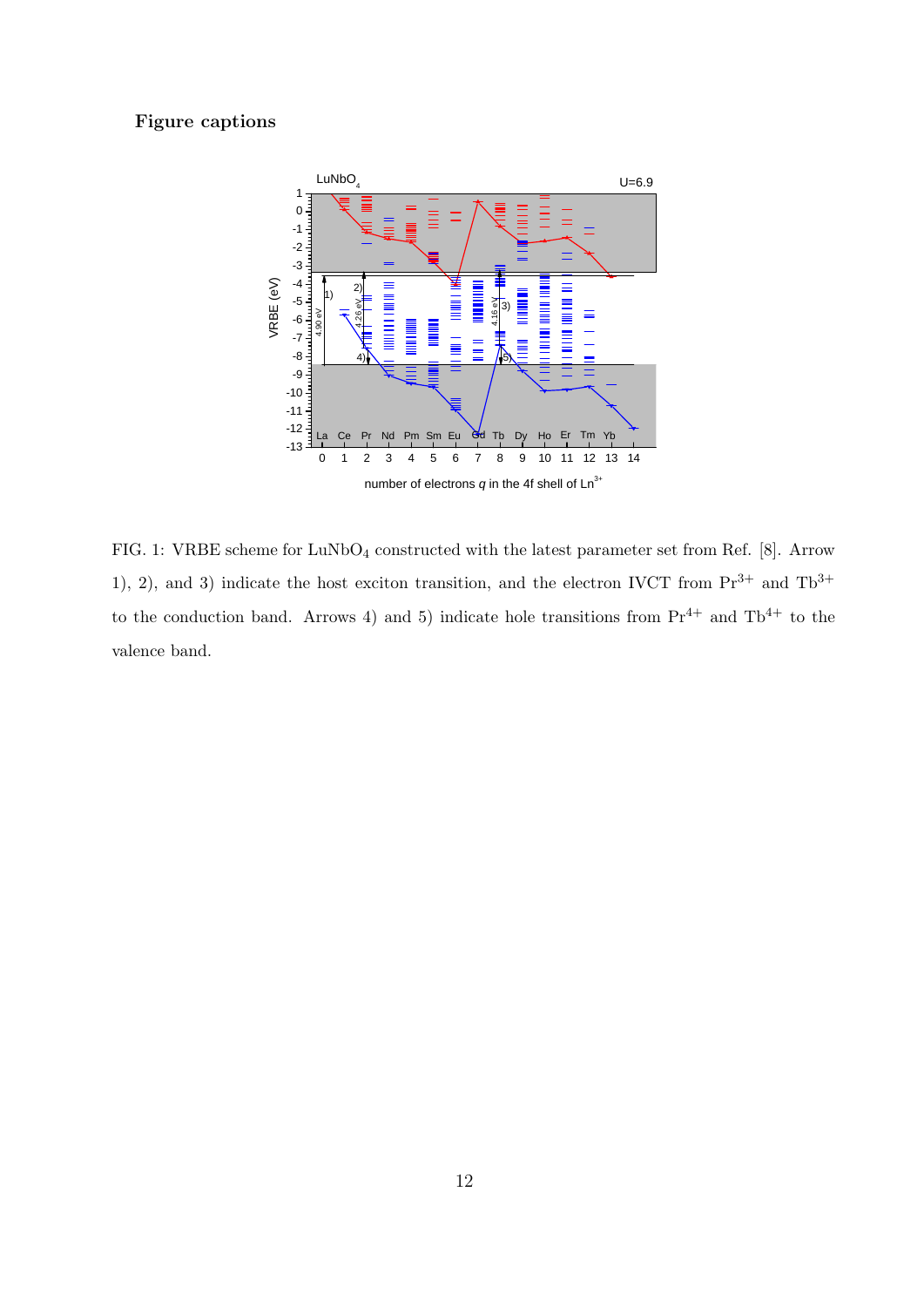**Figure captions**

FIG. 1: VRBE scheme for $LuNbO_4$ constructed with the latest parameter set from Ref. [8]. Arrow 1), 2), and 3) indicate the host exciton transition, and the electron IVCT from $Pr^{3+}$ and $Tb^{3+}$ to the conduction band. Arrows 4) and 5) indicate hole transitions from $Pr^{4+}$ and $Tb^{4+}$ to the valence band.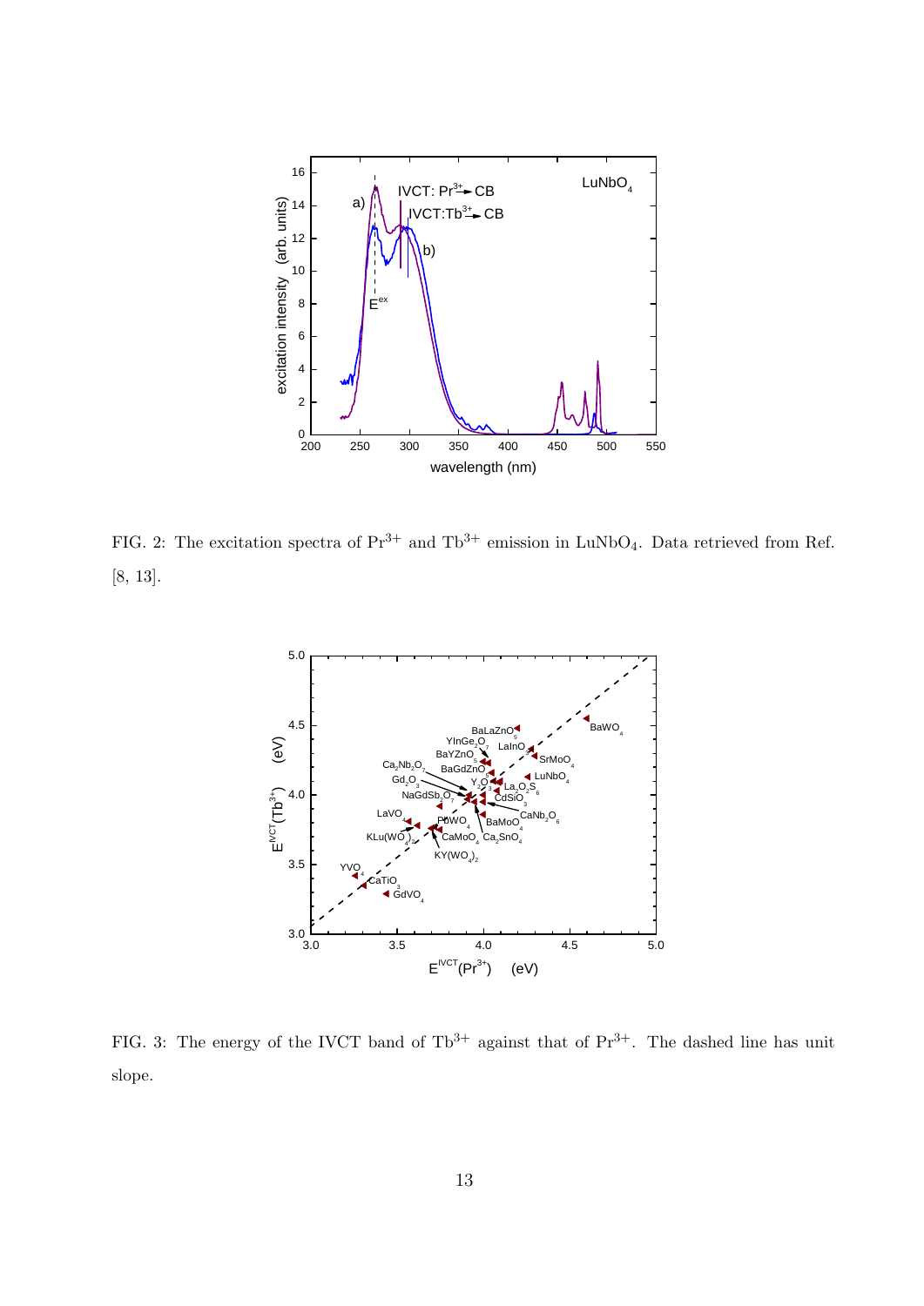FIG. 2: The excitation spectra of $Pr^{3+}$ and $Tb^{3+}$ emission in $LuNbO_4$. Data retrieved from Ref. [8, 13].

FIG. 3: The energy of the IVCT band of $Tb^{3+}$ against that of $Pr^{3+}$. The dashed line has unit slope.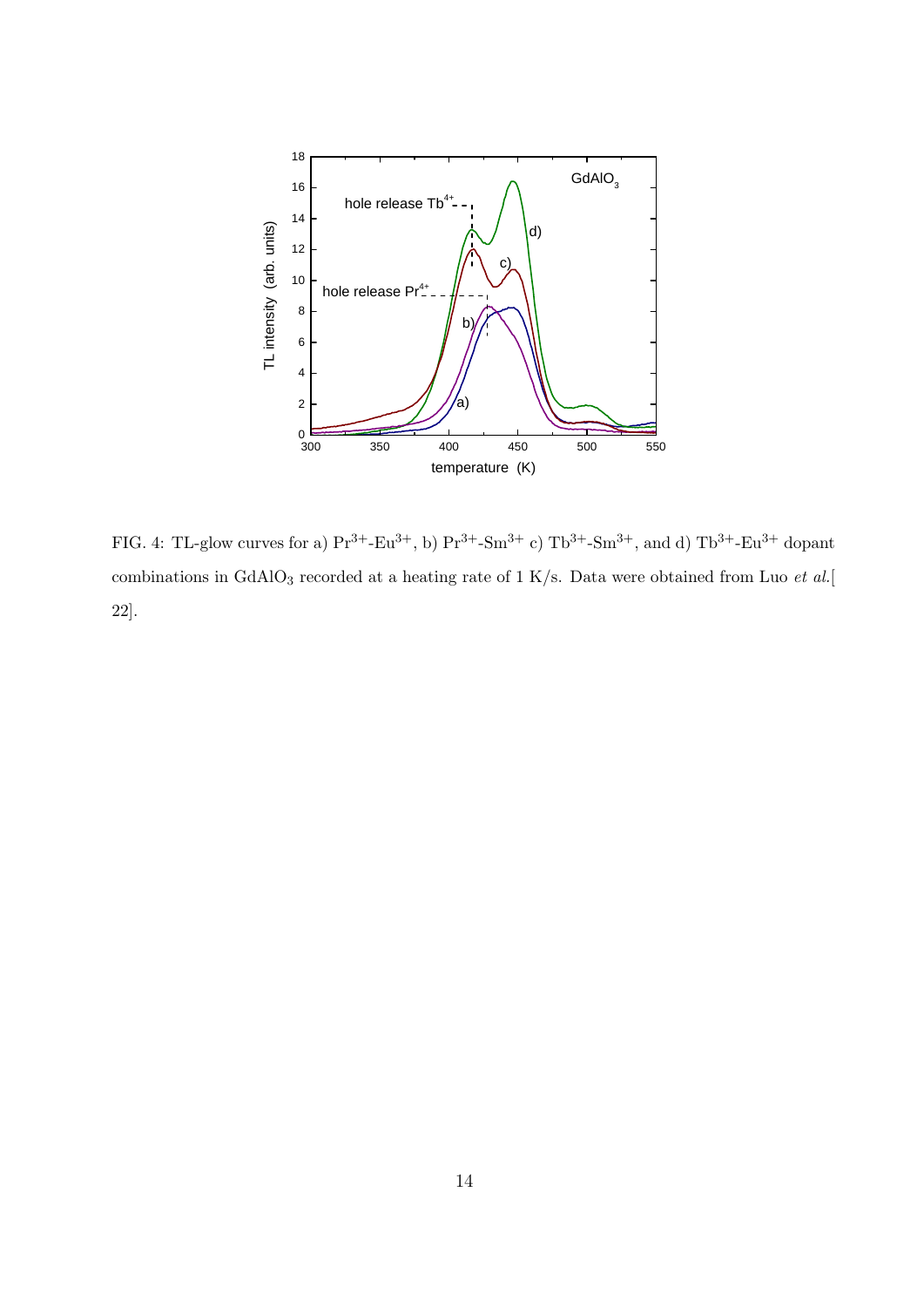FIG. 4: TL-glow curves for a) $Pr^{3+}$-$Eu^{3+}$, b) $Pr^{3+}$-$Sm^{3+}$ c) $Tb^{3+}$-$Sm^{3+}$, and d) $Tb^{3+}$-$Eu^{3+}$ dopant combinations in $GdAlO_3$ recorded at a heating rate of 1 K/s. Data were obtained from Luo *et al.*[ 22].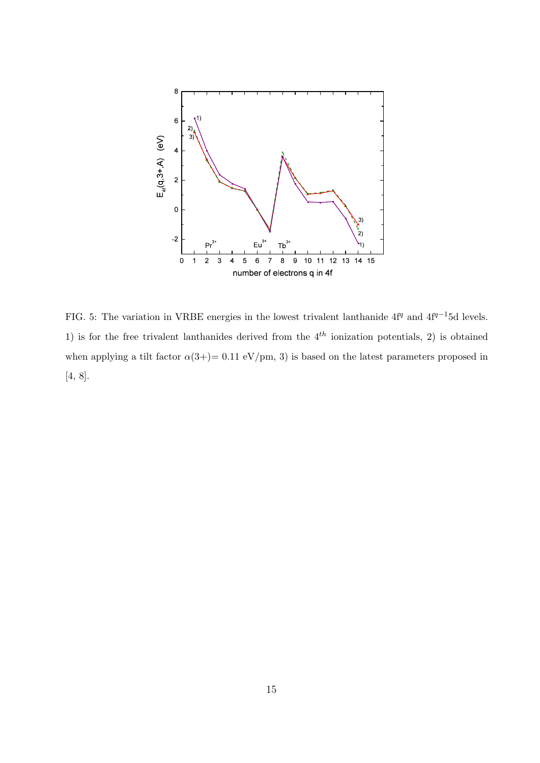FIG. 5: The variation in VRBE energies in the lowest trivalent lanthanide $4f^q$ and $4f^{q-1}5d$ levels. 1) is for the free trivalent lanthanides derived from the $4^{th}$ ionization potentials, 2) is obtained when applying a tilt factor $\alpha(3+)= 0.11$ eV/pm, 3) is based on the latest parameters proposed in [4, 8].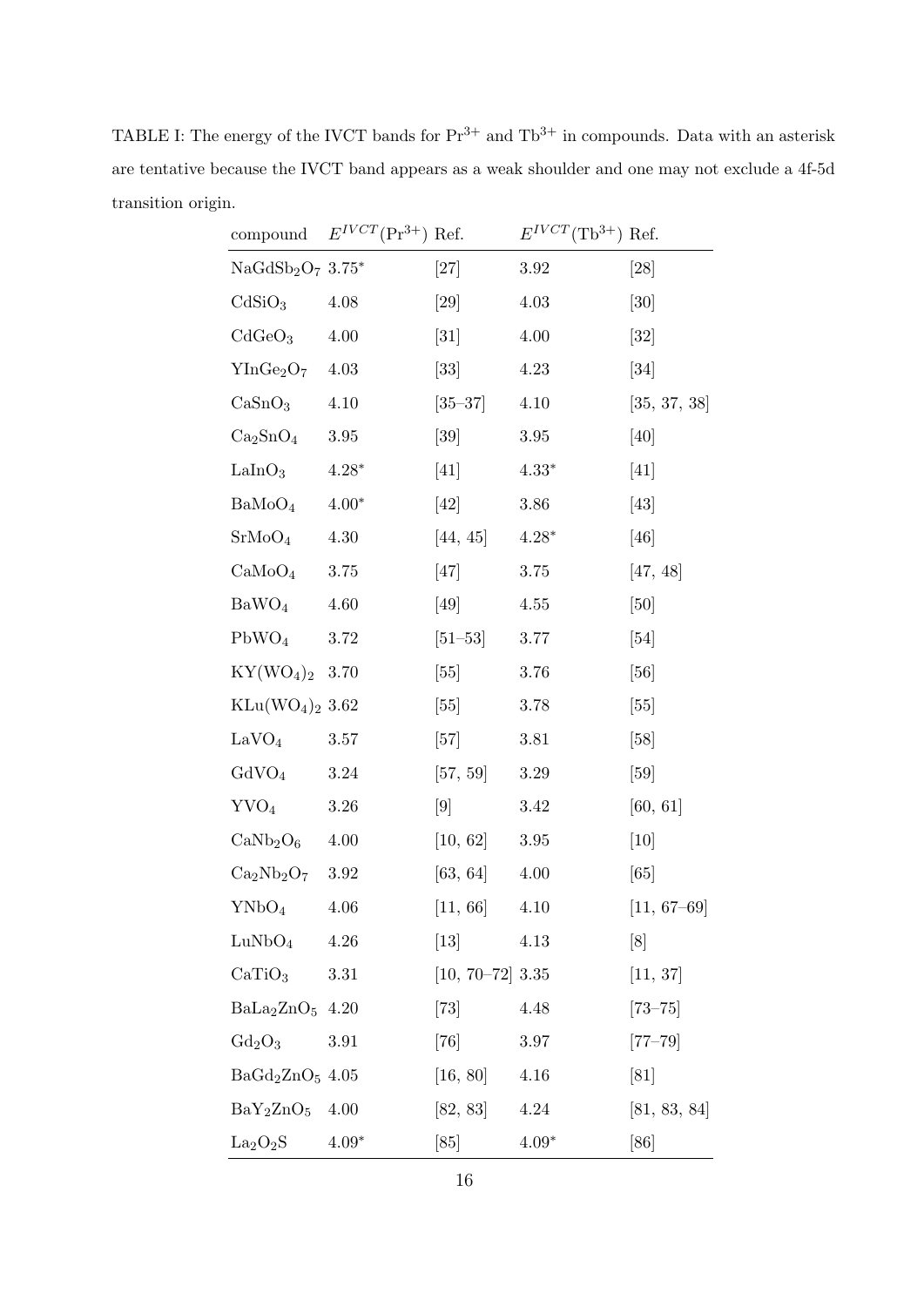TABLE I: The energy of the IVCT bands for $Pr^{3+}$ and $Tb^{3+}$ in compounds. Data with an asterisk are tentative because the IVCT band appears as a weak shoulder and one may not exclude a 4f-5d transition origin.

| compound | $E^{IVCT}(Pr^{3+})$ | Ref. | $E^{IVCT}(Tb^{3+})$ | Ref. |
|---|---|---|---|---|
| $NaGdSb_2O_7$ | 3.75* | [27] | 3.92 | [28] |
| $CdSiO_3$ | 4.08 | [29] | 4.03 | [30] |
| $CdGeO_3$ | 4.00 | [31] | 4.00 | [32] |
| $YInGe_2O_7$ | 4.03 | [33] | 4.23 | [34] |
| $CaSnO_3$ | 4.10 | [35–37] | 4.10 | [35, 37, 38] |
| $Ca_2SnO_4$ | 3.95 | [39] | 3.95 | [40] |
| $LaInO_3$ | 4.28* | [41] | 4.33* | [41] |
| $BaMoO_4$ | 4.00* | [42] | 3.86 | [43] |
| $SrMoO_4$ | 4.30 | [44, 45] | 4.28* | [46] |
| $CaMoO_4$ | 3.75 | [47] | 3.75 | [47, 48] |
| $BaWO_4$ | 4.60 | [49] | 4.55 | [50] |
| $PbWO_4$ | 3.72 | [51–53] | 3.77 | [54] |
| $KY(WO_4)_2$ | 3.70 | [55] | 3.76 | [56] |
| $KLu(WO_4)_2$ | 3.62 | [55] | 3.78 | [55] |
| $LaVO_4$ | 3.57 | [57] | 3.81 | [58] |
| $GdVO_4$ | 3.24 | [57, 59] | 3.29 | [59] |
| $YVO_4$ | 3.26 | [9] | 3.42 | [60, 61] |
| $CaNb_2O_6$ | 4.00 | [10, 62] | 3.95 | [10] |
| $Ca_2Nb_2O_7$ | 3.92 | [63, 64] | 4.00 | [65] |
| $YNbO_4$ | 4.06 | [11, 66] | 4.10 | [11, 67–69] |
| $LuNbO_4$ | 4.26 | [13] | 4.13 | [8] |
| $CaTiO_3$ | 3.31 | [10, 70–72] | 3.35 | [11, 37] |
| $BaLa_2ZnO_5$ | 4.20 | [73] | 4.48 | [73–75] |
| $Gd_2O_3$ | 3.91 | [76] | 3.97 | [77–79] |
| $BaGd_2ZnO_5$ | 4.05 | [16, 80] | 4.16 | [81] |
| $BaY_2ZnO_5$ | 4.00 | [82, 83] | 4.24 | [81, 83, 84] |
| $La_2O_2S$ | 4.09* | [85] | 4.09* | [86] |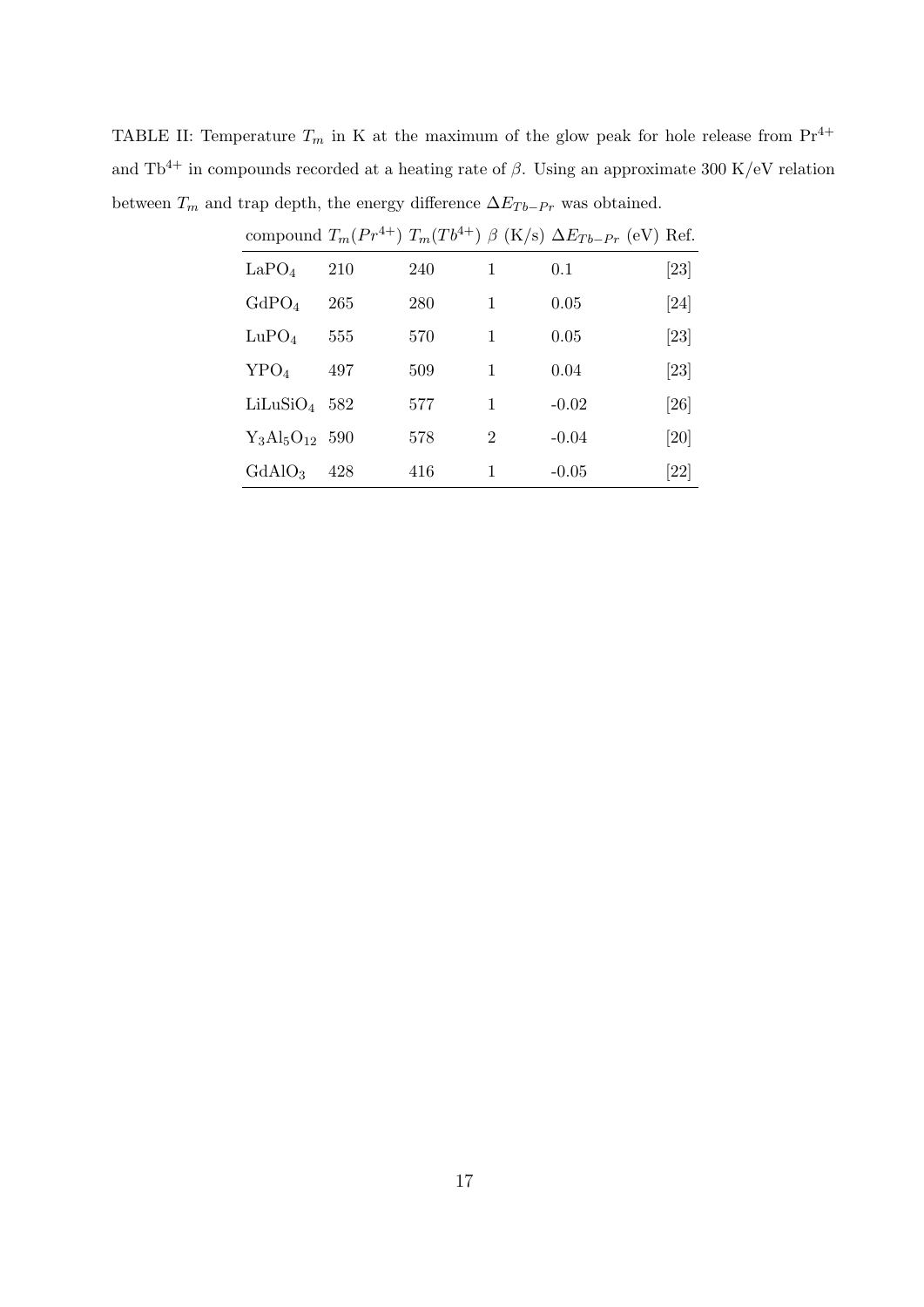TABLE II: Temperature $T_m$ in K at the maximum of the glow peak for hole release from $Pr^{4+}$ and $Tb^{4+}$ in compounds recorded at a heating rate of $\beta$. Using an approximate 300 K/eV relation between $T_m$ and trap depth, the energy difference $\Delta E_{Tb-Pr}$ was obtained.

| compound | $T_m(Pr^{4+})$ | $T_m(Tb^{4+})$ | $\beta$ (K/s) | $\Delta E_{Tb-Pr}$ (eV) | Ref. |
|---|---|---|---|---|---|
| $LaPO_4$ | 210 | 240 | 1 | 0.1 | [23] |
| $GdPO_4$ | 265 | 280 | 1 | 0.05 | [24] |
| $LuPO_4$ | 555 | 570 | 1 | 0.05 | [23] |
| $YPO_4$ | 497 | 509 | 1 | 0.04 | [23] |
| $LiLuSiO_4$ | 582 | 577 | 1 | -0.02 | [26] |
| $Y_3Al_5O_{12}$ | 590 | 578 | 2 | -0.04 | [20] |
| $GdAlO_3$ | 428 | 416 | 1 | -0.05 | [22] |